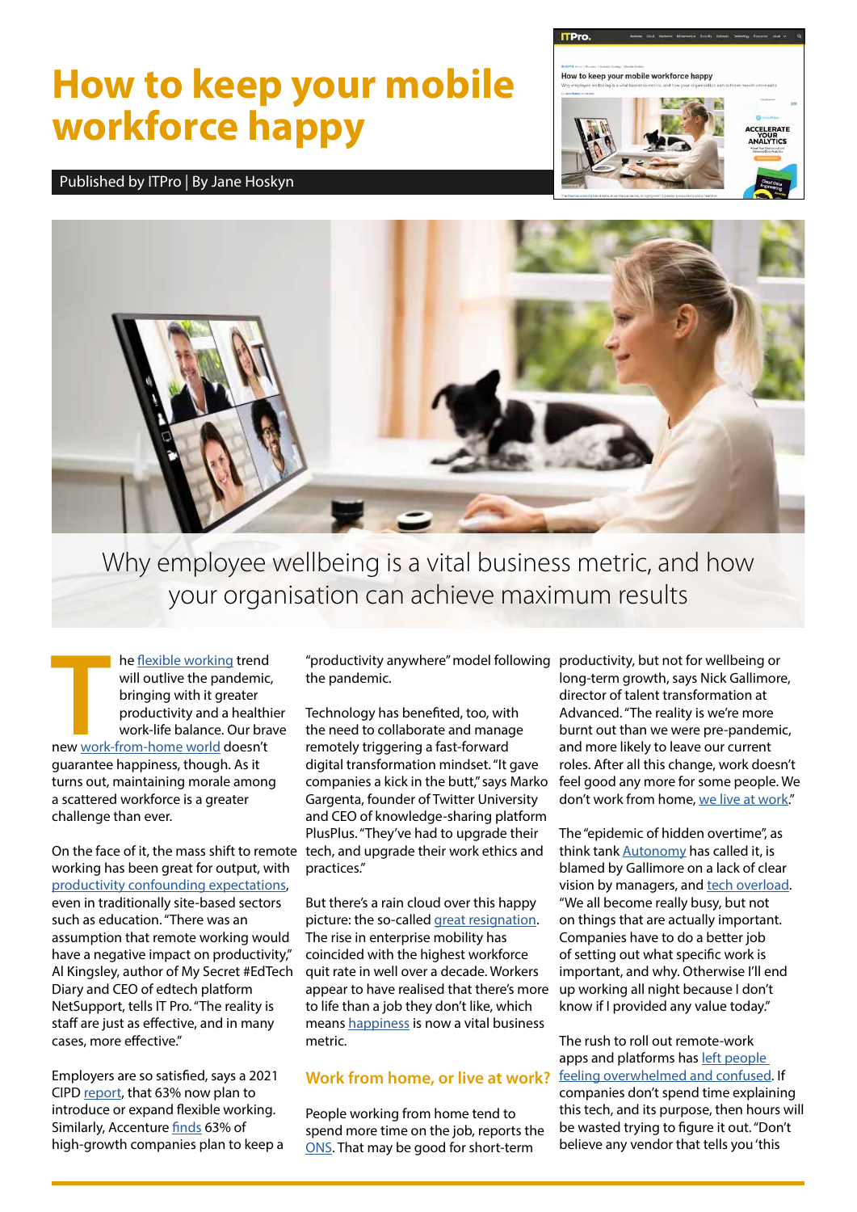# How to keep your mobile workforce happy

Published by ITPro | By Jane Hoskyn

## Why employee wellbeing is a vital business metric, and how your organisation can achieve maximum results

The flexible working trend will outlive the pandemic, bringing with it greater productivity and a healthier work-life balance. Our brave new work-from-home world doesn't guarantee happiness, though. As it turns out, maintaining morale among a scattered workforce is a greater challenge than ever.

On the face of it, the mass shift to remote working has been great for output, with productivity confounding expectations, even in traditionally site-based sectors such as education. "There was an assumption that remote working would have a negative impact on productivity," Al Kingsley, author of My Secret #EdTech Diary and CEO of edtech platform NetSupport, tells IT Pro. "The reality is staff are just as effective, and in many cases, more effective."

Employers are so satisfied, says a 2021 CIPD report, that 63% now plan to introduce or expand flexible working. Similarly, Accenture finds 63% of high-growth companies plan to keep a "productivity anywhere" model following the pandemic.

Technology has benefited, too, with the need to collaborate and manage remotely triggering a fast-forward digital transformation mindset. "It gave companies a kick in the butt," says Marko Gargenta, founder of Twitter University and CEO of knowledge-sharing platform PlusPlus. "They've had to upgrade their tech, and upgrade their work ethics and practices."

But there's a rain cloud over this happy picture: the so-called great resignation. The rise in enterprise mobility has coincided with the highest workforce quit rate in well over a decade. Workers appear to have realised that there's more to life than a job they don't like, which means happiness is now a vital business metric.

### Work from home, or live at work?

People working from home tend to spend more time on the job, reports the ONS. That may be good for short-term productivity, but not for wellbeing or long-term growth, says Nick Gallimore, director of talent transformation at Advanced. "The reality is we're more burnt out than we were pre-pandemic, and more likely to leave our current roles. After all this change, work doesn't feel good any more for some people. We don't work from home, we live at work."

The "epidemic of hidden overtime", as think tank Autonomy has called it, is blamed by Gallimore on a lack of clear vision by managers, and tech overload. "We all become really busy, but not on things that are actually important. Companies have to do a better job of setting out what specific work is important, and why. Otherwise I'll end up working all night because I don't know if I provided any value today."

The rush to roll out remote-work apps and platforms has left people feeling overwhelmed and confused. If companies don't spend time explaining this tech, and its purpose, then hours will be wasted trying to figure it out. "Don't believe any vendor that tells you 'this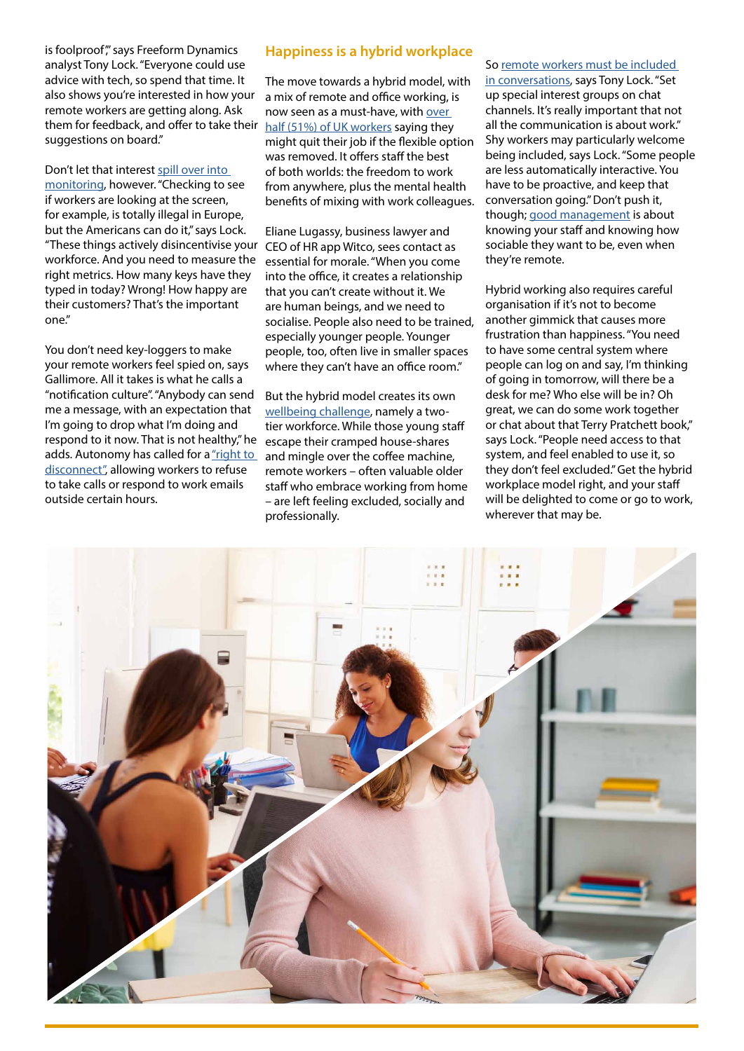is foolproof'," says Freeform Dynamics analyst Tony Lock. "Everyone could use advice with tech, so spend that time. It also shows you're interested in how your remote workers are getting along. Ask them for feedback, and offer to take their suggestions on board."

Don't let that interest spill over into monitoring, however. "Checking to see if workers are looking at the screen, for example, is totally illegal in Europe, but the Americans can do it," says Lock. "These things actively disincentivise your workforce. And you need to measure the right metrics. How many keys have they typed in today? Wrong! How happy are their customers? That's the important one."

You don't need key-loggers to make your remote workers feel spied on, says Gallimore. All it takes is what he calls a "notification culture". "Anybody can send me a message, with an expectation that I'm going to drop what I'm doing and respond to it now. That is not healthy," he adds. Autonomy has called for a "right to disconnect", allowing workers to refuse to take calls or respond to work emails outside certain hours.

## Happiness is a hybrid workplace

The move towards a hybrid model, with a mix of remote and office working, is now seen as a must-have, with over half (51%) of UK workers saying they might quit their job if the flexible option was removed. It offers staff the best of both worlds: the freedom to work from anywhere, plus the mental health benefits of mixing with work colleagues.

Eliane Lugassy, business lawyer and CEO of HR app Witco, sees contact as essential for morale. "When you come into the office, it creates a relationship that you can't create without it. We are human beings, and we need to socialise. People also need to be trained, especially younger people. Younger people, too, often live in smaller spaces where they can't have an office room."

But the hybrid model creates its own wellbeing challenge, namely a two-tier workforce. While those young staff escape their cramped house-shares and mingle over the coffee machine, remote workers – often valuable older staff who embrace working from home – are left feeling excluded, socially and professionally.

So remote workers must be included in conversations, says Tony Lock. "Set up special interest groups on chat channels. It's really important that not all the communication is about work." Shy workers may particularly welcome being included, says Lock. "Some people are less automatically interactive. You have to be proactive, and keep that conversation going." Don't push it, though; good management is about knowing your staff and knowing how sociable they want to be, even when they're remote.

Hybrid working also requires careful organisation if it's not to become another gimmick that causes more frustration than happiness. "You need to have some central system where people can log on and say, I'm thinking of going in tomorrow, will there be a desk for me? Who else will be in? Oh great, we can do some work together or chat about that Terry Pratchett book," says Lock. "People need access to that system, and feel enabled to use it, so they don't feel excluded." Get the hybrid workplace model right, and your staff will be delighted to come or go to work, wherever that may be.